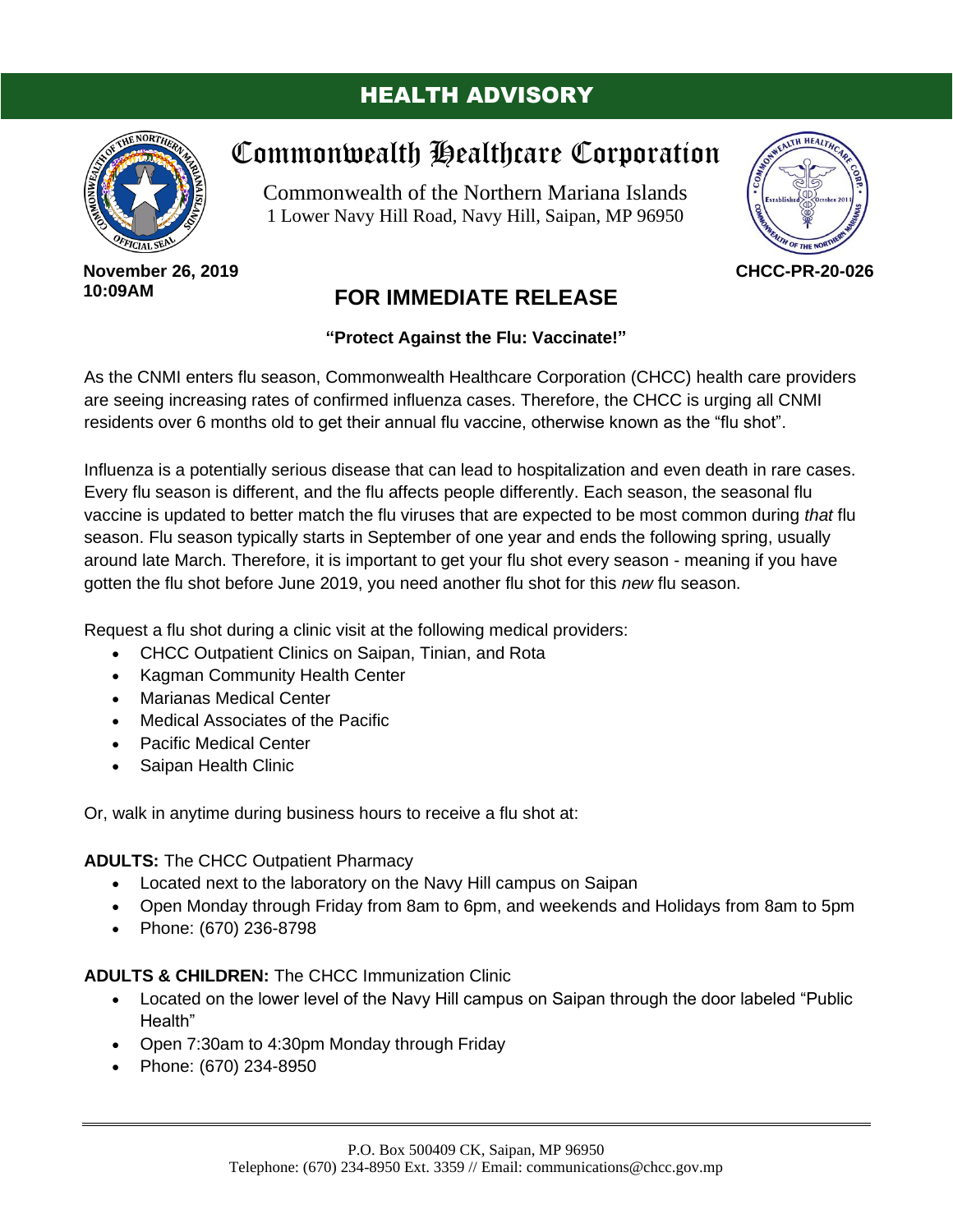# HEALTH ADVISORY

## Commonwealth Healthcare Corporation

Commonwealth of the Northern Mariana Islands
1 Lower Navy Hill Road, Navy Hill, Saipan, MP 96950

**November 26, 2019**
**10:09AM**

**CHCC-PR-20-026**

## FOR IMMEDIATE RELEASE

**"Protect Against the Flu: Vaccinate!"**

As the CNMI enters flu season, Commonwealth Healthcare Corporation (CHCC) health care providers are seeing increasing rates of confirmed influenza cases. Therefore, the CHCC is urging all CNMI residents over 6 months old to get their annual flu vaccine, otherwise known as the "flu shot".

Influenza is a potentially serious disease that can lead to hospitalization and even death in rare cases. Every flu season is different, and the flu affects people differently. Each season, the seasonal flu vaccine is updated to better match the flu viruses that are expected to be most common during *that* flu season. Flu season typically starts in September of one year and ends the following spring, usually around late March. Therefore, it is important to get your flu shot every season - meaning if you have gotten the flu shot before June 2019, you need another flu shot for this *new* flu season.

Request a flu shot during a clinic visit at the following medical providers:

- CHCC Outpatient Clinics on Saipan, Tinian, and Rota
- Kagman Community Health Center
- Marianas Medical Center
- Medical Associates of the Pacific
- Pacific Medical Center
- Saipan Health Clinic

Or, walk in anytime during business hours to receive a flu shot at:

**ADULTS:** The CHCC Outpatient Pharmacy

- Located next to the laboratory on the Navy Hill campus on Saipan
- Open Monday through Friday from 8am to 6pm, and weekends and Holidays from 8am to 5pm
- Phone: (670) 236-8798

**ADULTS & CHILDREN:** The CHCC Immunization Clinic

- Located on the lower level of the Navy Hill campus on Saipan through the door labeled "Public Health"
- Open 7:30am to 4:30pm Monday through Friday
- Phone: (670) 234-8950

P.O. Box 500409 CK, Saipan, MP 96950
Telephone: (670) 234-8950 Ext. 3359 // Email: communications@chcc.gov.mp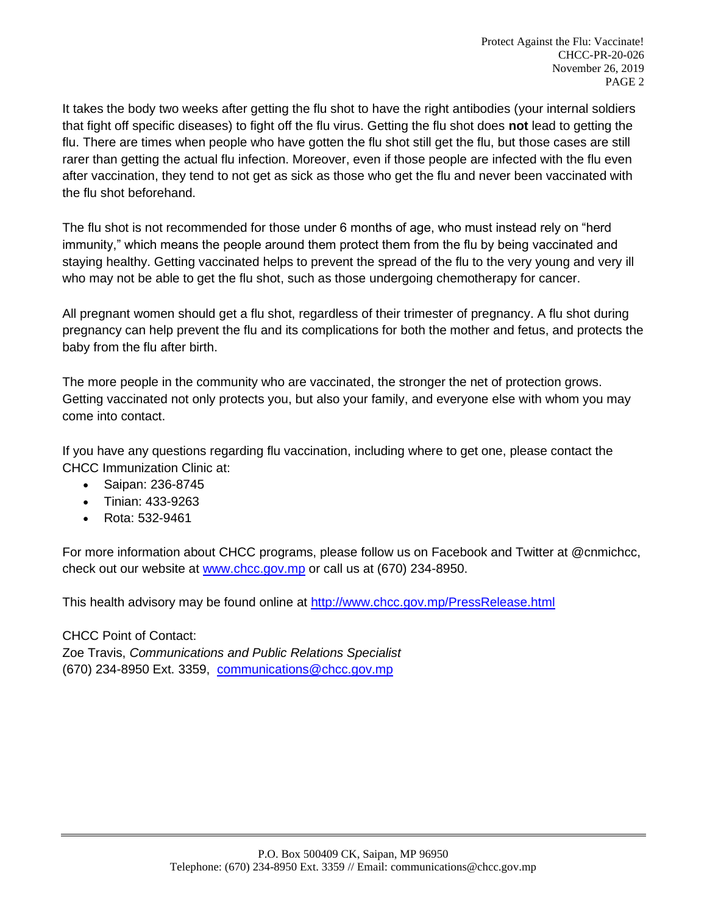It takes the body two weeks after getting the flu shot to have the right antibodies (your internal soldiers that fight off specific diseases) to fight off the flu virus. Getting the flu shot does **not** lead to getting the flu. There are times when people who have gotten the flu shot still get the flu, but those cases are still rarer than getting the actual flu infection. Moreover, even if those people are infected with the flu even after vaccination, they tend to not get as sick as those who get the flu and never been vaccinated with the flu shot beforehand.

The flu shot is not recommended for those under 6 months of age, who must instead rely on "herd immunity," which means the people around them protect them from the flu by being vaccinated and staying healthy. Getting vaccinated helps to prevent the spread of the flu to the very young and very ill who may not be able to get the flu shot, such as those undergoing chemotherapy for cancer.

All pregnant women should get a flu shot, regardless of their trimester of pregnancy. A flu shot during pregnancy can help prevent the flu and its complications for both the mother and fetus, and protects the baby from the flu after birth.

The more people in the community who are vaccinated, the stronger the net of protection grows. Getting vaccinated not only protects you, but also your family, and everyone else with whom you may come into contact.

If you have any questions regarding flu vaccination, including where to get one, please contact the CHCC Immunization Clinic at:

- Saipan: 236-8745
- Tinian: 433-9263
- Rota: 532-9461

For more information about CHCC programs, please follow us on Facebook and Twitter at @cnmichcc, check out our website at www.chcc.gov.mp or call us at (670) 234-8950.

This health advisory may be found online at http://www.chcc.gov.mp/PressRelease.html

CHCC Point of Contact:
Zoe Travis, *Communications and Public Relations Specialist*
(670) 234-8950 Ext. 3359, communications@chcc.gov.mp

P.O. Box 500409 CK, Saipan, MP 96950
Telephone: (670) 234-8950 Ext. 3359 // Email: communications@chcc.gov.mp